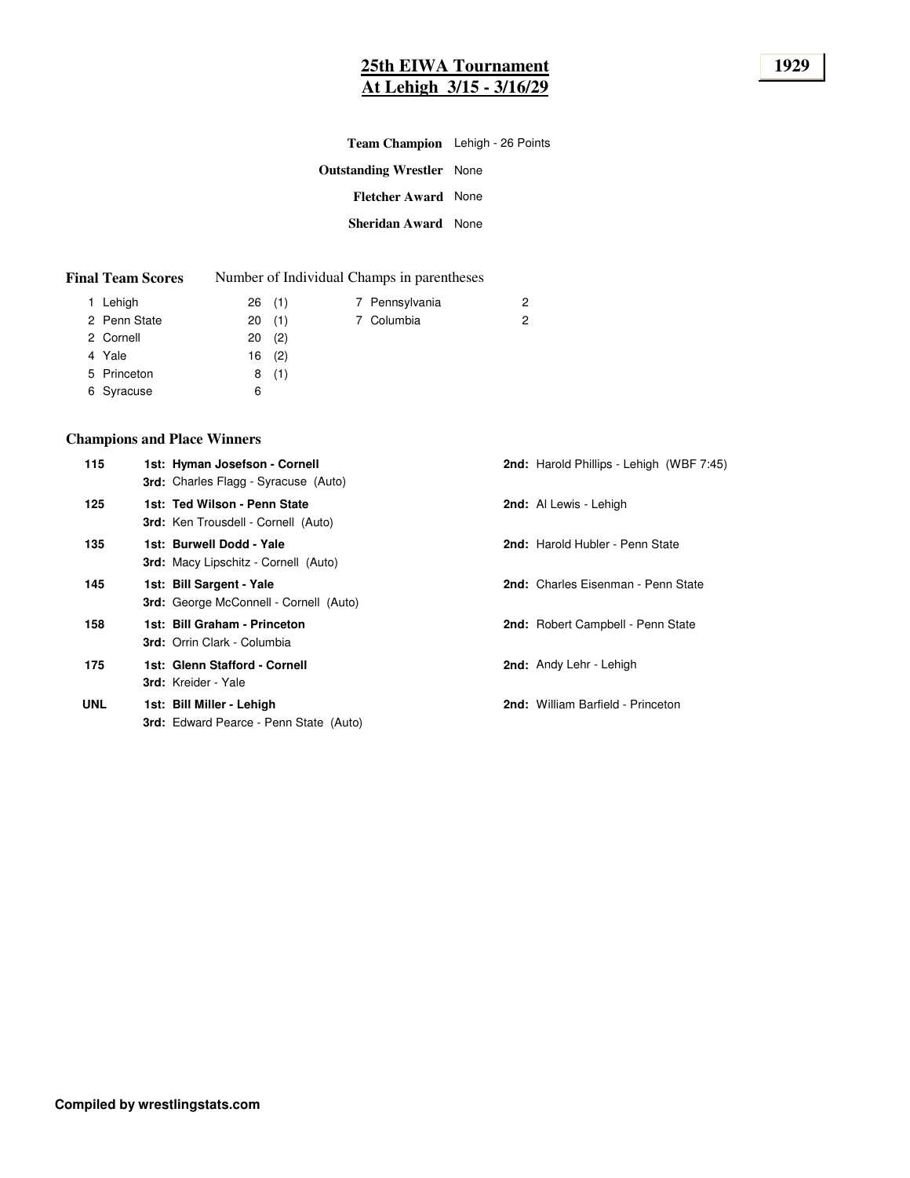# 25th EIWA Tournament
## At Lehigh 3/15 - 3/16/29

**1929**

**Team Champion** Lehigh - 26 Points

**Outstanding Wrestler** None

**Fletcher Award** None

**Sheridan Award** None

### Final Team Scores

Number of Individual Champs in parentheses

| Place | Team | Points | Champs |
|---|---|---|---|
| 1 | Lehigh | 26 | (1) |
| 2 | Penn State | 20 | (1) |
| 2 | Cornell | 20 | (2) |
| 4 | Yale | 16 | (2) |
| 5 | Princeton | 8 | (1) |
| 6 | Syracuse | 6 | |
| 7 | Pennsylvania | 2 | |
| 7 | Columbia | 2 | |

### Champions and Place Winners

| Weight | 1st | 2nd | 3rd |
|---|---|---|---|
| 115 | **Hyman Josefson - Cornell** | Harold Phillips - Lehigh (WBF 7:45) | Charles Flagg - Syracuse (Auto) |
| 125 | **Ted Wilson - Penn State** | Al Lewis - Lehigh | Ken Trousdell - Cornell (Auto) |
| 135 | **Burwell Dodd - Yale** | Harold Hubler - Penn State | Macy Lipschitz - Cornell (Auto) |
| 145 | **Bill Sargent - Yale** | Charles Eisenman - Penn State | George McConnell - Cornell (Auto) |
| 158 | **Bill Graham - Princeton** | Robert Campbell - Penn State | Orrin Clark - Columbia |
| 175 | **Glenn Stafford - Cornell** | Andy Lehr - Lehigh | Kreider - Yale |
| UNL | **Bill Miller - Lehigh** | William Barfield - Princeton | Edward Pearce - Penn State (Auto) |

**Compiled by wrestlingstats.com**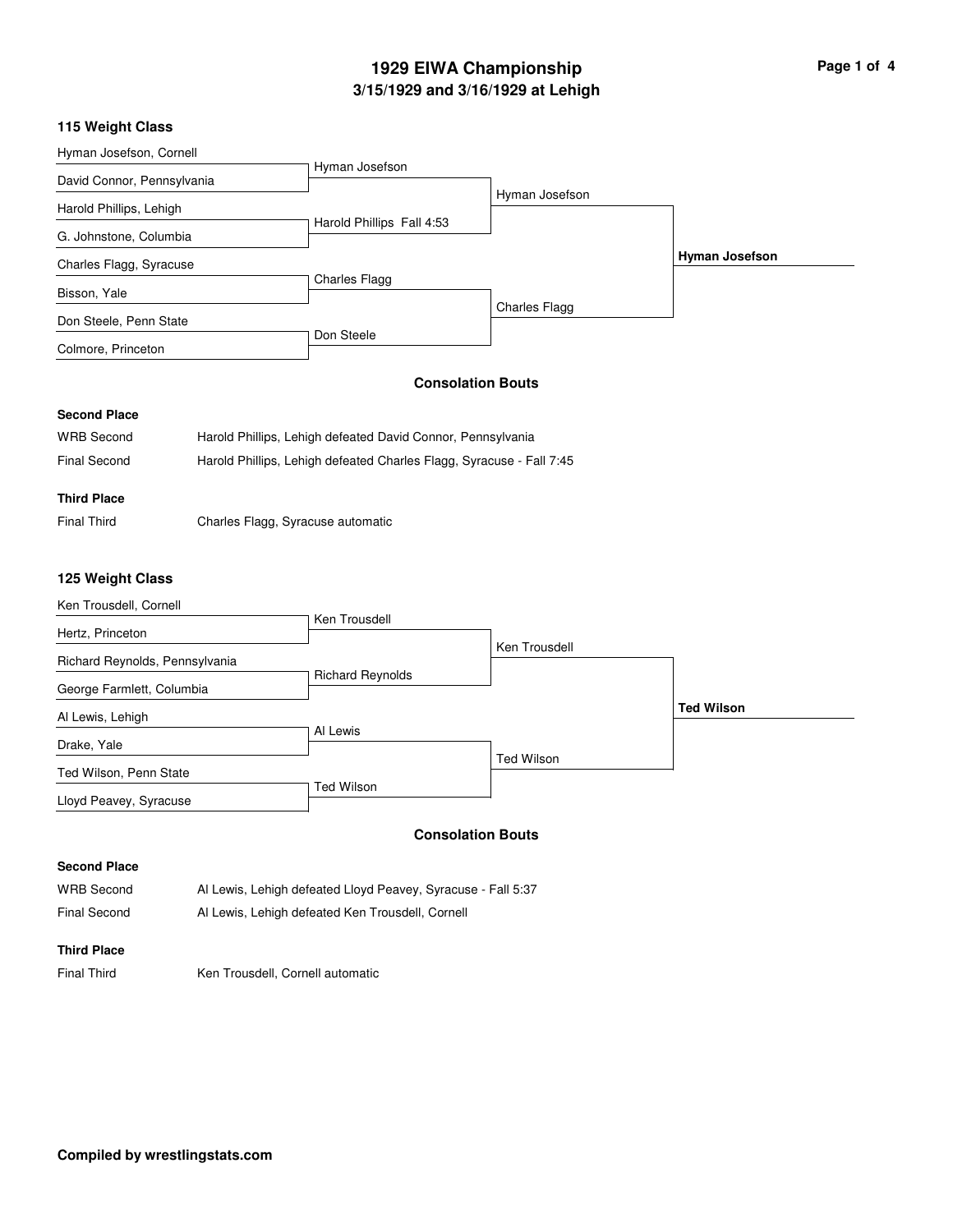# 1929 EIWA Championship

## 3/15/1929 and 3/16/1929 at Lehigh

### 115 Weight Class

| First Round | Quarterfinals | Semifinals | Champion |
| --- | --- | --- | --- |
| Hyman Josefson, Cornell | Hyman Josefson | Hyman Josefson | **Hyman Josefson** |
| David Connor, Pennsylvania | | | |
| Harold Phillips, Lehigh | Harold Phillips Fall 4:53 | | |
| G. Johnstone, Columbia | | | |
| Charles Flagg, Syracuse | Charles Flagg | Charles Flagg | |
| Bisson, Yale | | | |
| Don Steele, Penn State | Don Steele | | |
| Colmore, Princeton | | | |

**Consolation Bouts**

**Second Place**

| | |
| --- | --- |
| WRB Second | Harold Phillips, Lehigh defeated David Connor, Pennsylvania |
| Final Second | Harold Phillips, Lehigh defeated Charles Flagg, Syracuse - Fall 7:45 |

**Third Place**

| | |
| --- | --- |
| Final Third | Charles Flagg, Syracuse automatic |

### 125 Weight Class

| First Round | Quarterfinals | Semifinals | Champion |
| --- | --- | --- | --- |
| Ken Trousdell, Cornell | Ken Trousdell | Ken Trousdell | **Ted Wilson** |
| Hertz, Princeton | | | |
| Richard Reynolds, Pennsylvania | Richard Reynolds | | |
| George Farmlett, Columbia | | | |
| Al Lewis, Lehigh | Al Lewis | Ted Wilson | |
| Drake, Yale | | | |
| Ted Wilson, Penn State | Ted Wilson | | |
| Lloyd Peavey, Syracuse | | | |

**Consolation Bouts**

**Second Place**

| | |
| --- | --- |
| WRB Second | Al Lewis, Lehigh defeated Lloyd Peavey, Syracuse - Fall 5:37 |
| Final Second | Al Lewis, Lehigh defeated Ken Trousdell, Cornell |

**Third Place**

| | |
| --- | --- |
| Final Third | Ken Trousdell, Cornell automatic |

**Compiled by wrestlingstats.com**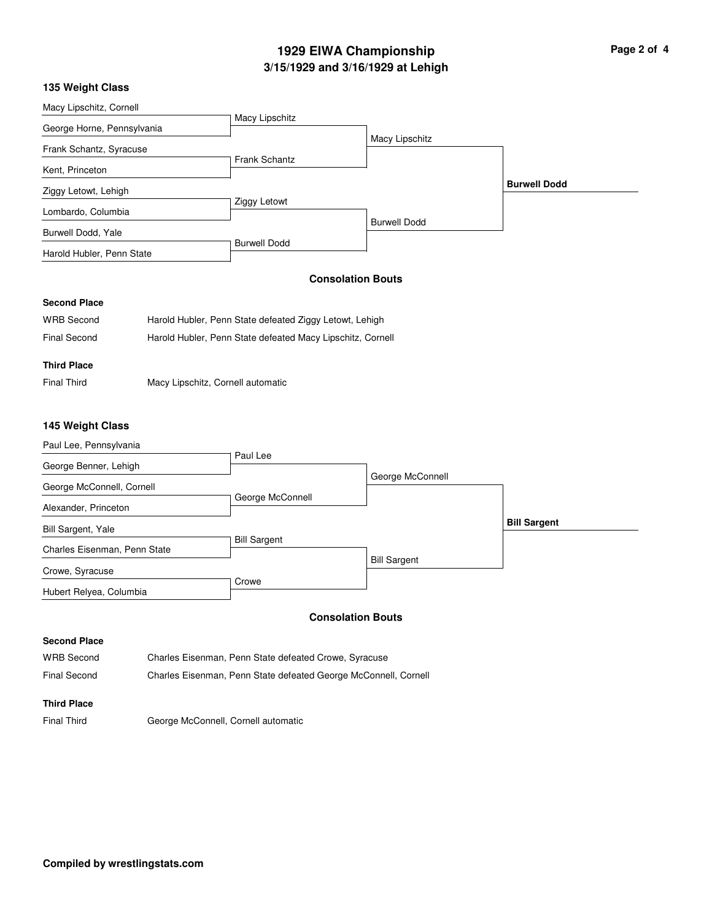# 1929 EIWA Championship

## 3/15/1929 and 3/16/1929 at Lehigh

### 135 Weight Class

| First Round | Semifinals | Finals | Champion |
|---|---|---|---|
| Macy Lipschitz, Cornell | | | |
| George Horne, Pennsylvania | Macy Lipschitz | | |
| Frank Schantz, Syracuse | | Macy Lipschitz | |
| Kent, Princeton | Frank Schantz | | |
| Ziggy Letowt, Lehigh | | | **Burwell Dodd** |
| Lombardo, Columbia | Ziggy Letowt | | |
| Burwell Dodd, Yale | | Burwell Dodd | |
| Harold Hubler, Penn State | Burwell Dodd | | |

#### Consolation Bouts

**Second Place**

WRB Second — Harold Hubler, Penn State defeated Ziggy Letowt, Lehigh

Final Second — Harold Hubler, Penn State defeated Macy Lipschitz, Cornell

**Third Place**

Final Third — Macy Lipschitz, Cornell automatic

### 145 Weight Class

| First Round | Semifinals | Finals | Champion |
|---|---|---|---|
| Paul Lee, Pennsylvania | | | |
| George Benner, Lehigh | Paul Lee | | |
| George McConnell, Cornell | | George McConnell | |
| Alexander, Princeton | George McConnell | | |
| Bill Sargent, Yale | | | **Bill Sargent** |
| Charles Eisenman, Penn State | Bill Sargent | | |
| Crowe, Syracuse | | Bill Sargent | |
| Hubert Relyea, Columbia | Crowe | | |

#### Consolation Bouts

**Second Place**

WRB Second — Charles Eisenman, Penn State defeated Crowe, Syracuse

Final Second — Charles Eisenman, Penn State defeated George McConnell, Cornell

**Third Place**

Final Third — George McConnell, Cornell automatic

**Compiled by wrestlingstats.com**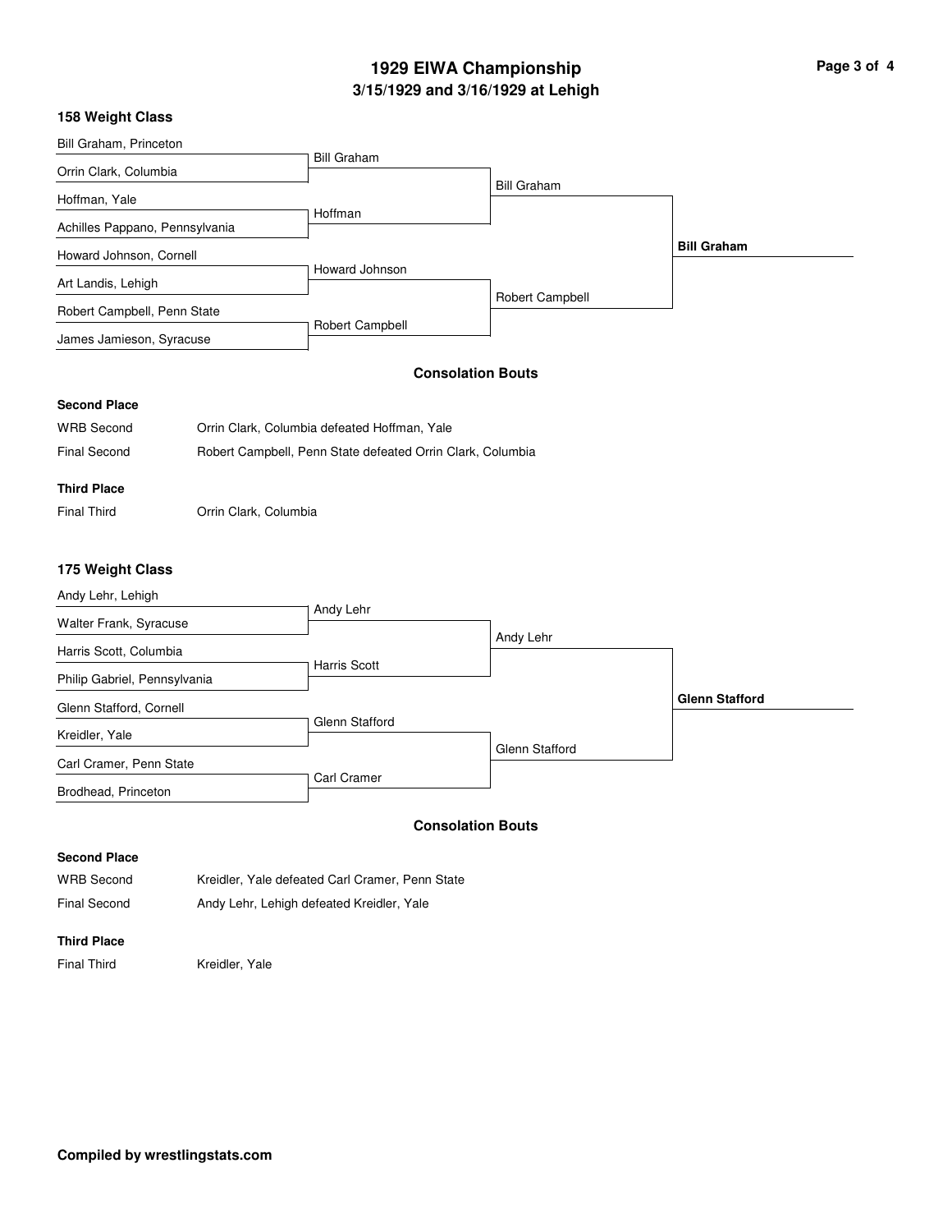# 1929 EIWA Championship

## 3/15/1929 and 3/16/1929 at Lehigh

### 158 Weight Class

| First Round | Semifinals | Final | Champion |
|---|---|---|---|
| Bill Graham, Princeton | | | |
| Orrin Clark, Columbia | Bill Graham | | |
| Hoffman, Yale | | Bill Graham | |
| Achilles Pappano, Pennsylvania | Hoffman | | |
| Howard Johnson, Cornell | | | **Bill Graham** |
| Art Landis, Lehigh | Howard Johnson | | |
| Robert Campbell, Penn State | | Robert Campbell | |
| James Jamieson, Syracuse | Robert Campbell | | |

#### Consolation Bouts

**Second Place**

WRB Second — Orrin Clark, Columbia defeated Hoffman, Yale

Final Second — Robert Campbell, Penn State defeated Orrin Clark, Columbia

**Third Place**

Final Third — Orrin Clark, Columbia

### 175 Weight Class

| First Round | Semifinals | Final | Champion |
|---|---|---|---|
| Andy Lehr, Lehigh | | | |
| Walter Frank, Syracuse | Andy Lehr | | |
| Harris Scott, Columbia | | Andy Lehr | |
| Philip Gabriel, Pennsylvania | Harris Scott | | |
| Glenn Stafford, Cornell | | | **Glenn Stafford** |
| Kreidler, Yale | Glenn Stafford | | |
| Carl Cramer, Penn State | | Glenn Stafford | |
| Brodhead, Princeton | Carl Cramer | | |

#### Consolation Bouts

**Second Place**

WRB Second — Kreidler, Yale defeated Carl Cramer, Penn State

Final Second — Andy Lehr, Lehigh defeated Kreidler, Yale

**Third Place**

Final Third — Kreidler, Yale

**Compiled by wrestlingstats.com**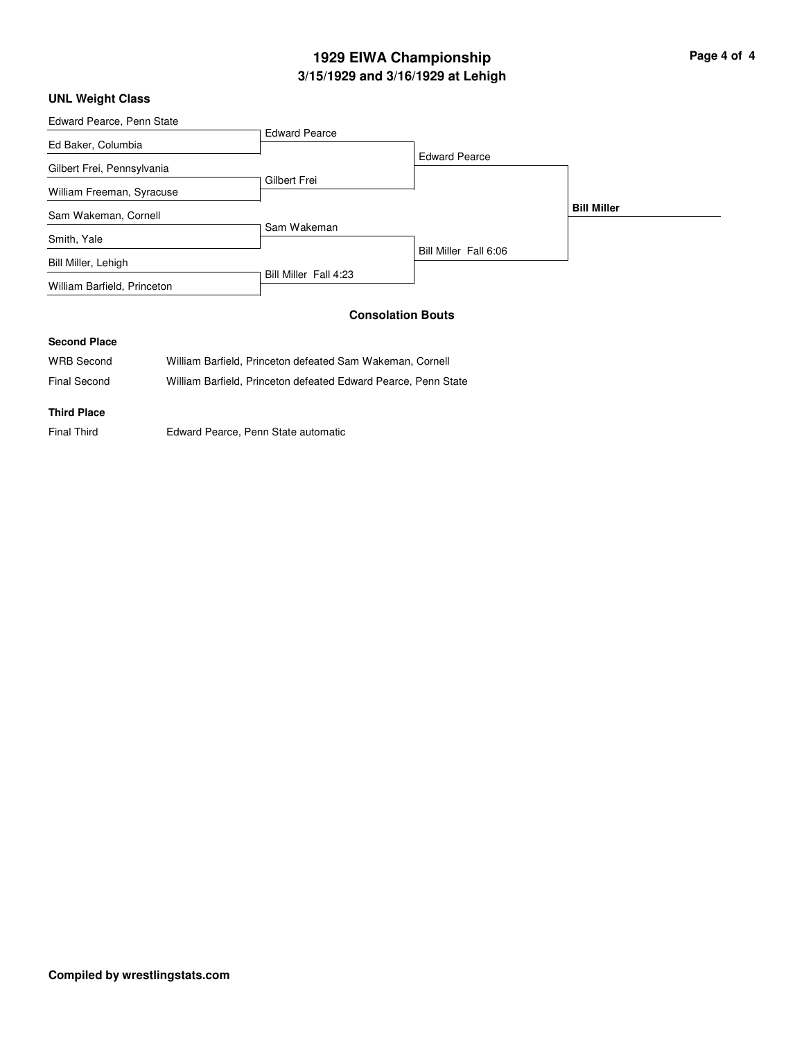# 1929 EIWA Championship

## 3/15/1929 and 3/16/1929 at Lehigh

### UNL Weight Class

**First Round**

- Edward Pearce, Penn State vs. Ed Baker, Columbia — Edward Pearce
- Gilbert Frei, Pennsylvania vs. William Freeman, Syracuse — Gilbert Frei
- Sam Wakeman, Cornell vs. Smith, Yale — Sam Wakeman
- Bill Miller, Lehigh vs. William Barfield, Princeton — Bill Miller Fall 4:23

**Semifinals**

- Edward Pearce vs. Gilbert Frei — Edward Pearce
- Sam Wakeman vs. Bill Miller — Bill Miller Fall 6:06

**Final**

- Edward Pearce vs. Bill Miller — **Bill Miller**

### Consolation Bouts

**Second Place**

| | |
|---|---|
| WRB Second | William Barfield, Princeton defeated Sam Wakeman, Cornell |
| Final Second | William Barfield, Princeton defeated Edward Pearce, Penn State |

**Third Place**

| | |
|---|---|
| Final Third | Edward Pearce, Penn State automatic |

**Compiled by wrestlingstats.com**